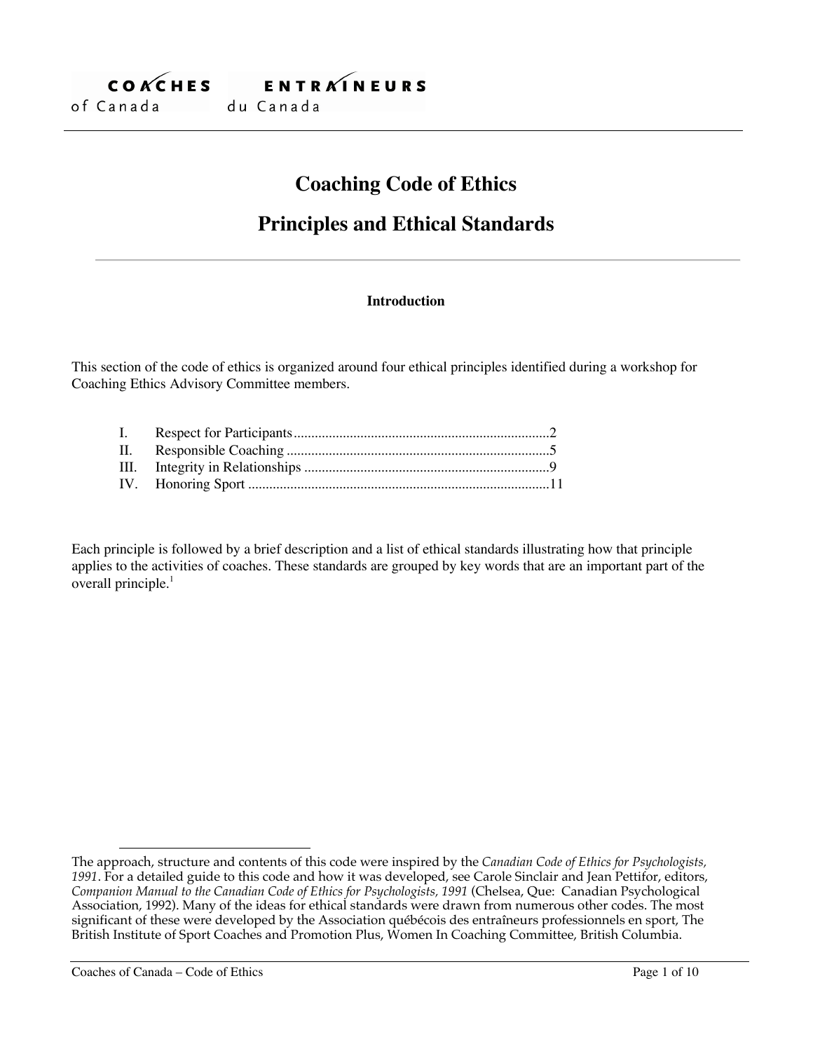COACHES of Canada — ENTRAÎNEURS du Canada

# Coaching Code of Ethics

# Principles and Ethical Standards

### Introduction

This section of the code of ethics is organized around four ethical principles identified during a workshop for Coaching Ethics Advisory Committee members.

I. Respect for Participants........................................................................2
II. Responsible Coaching ..........................................................................5
III. Integrity in Relationships .....................................................................9
IV. Honoring Sport .....................................................................................11

Each principle is followed by a brief description and a list of ethical standards illustrating how that principle applies to the activities of coaches. These standards are grouped by key words that are an important part of the overall principle.[1]

---

The approach, structure and contents of this code were inspired by the *Canadian Code of Ethics for Psychologists, 1991*. For a detailed guide to this code and how it was developed, see Carole Sinclair and Jean Pettifor, editors, *Companion Manual to the Canadian Code of Ethics for Psychologists, 1991* (Chelsea, Que: Canadian Psychological Association, 1992). Many of the ideas for ethical standards were drawn from numerous other codes. The most significant of these were developed by the Association québécois des entraîneurs professionnels en sport, The British Institute of Sport Coaches and Promotion Plus, Women In Coaching Committee, British Columbia.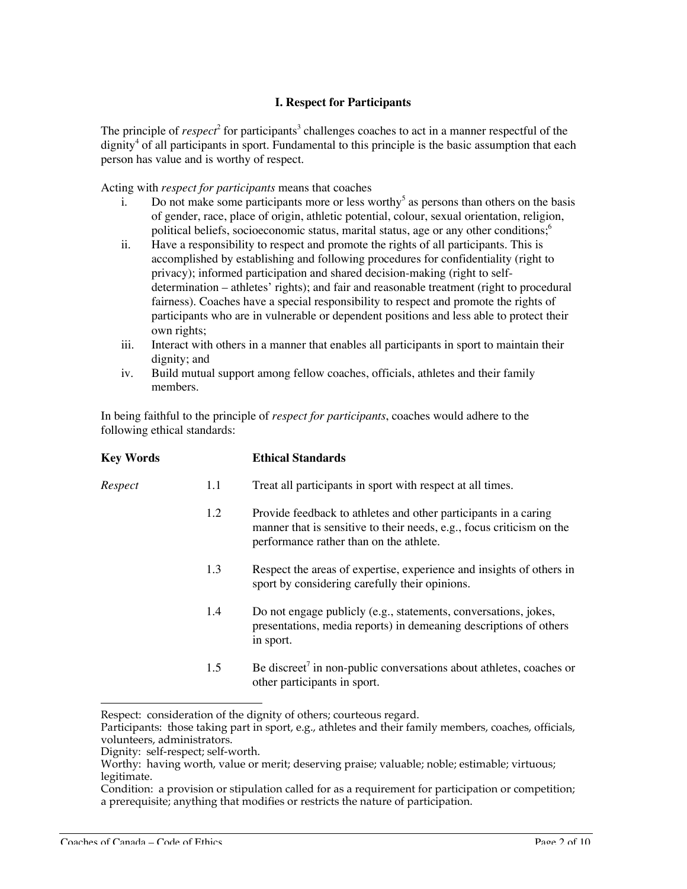### I. Respect for Participants

The principle of *respect*[2] for participants[3] challenges coaches to act in a manner respectful of the dignity[4] of all participants in sport. Fundamental to this principle is the basic assumption that each person has value and is worthy of respect.

Acting with *respect for participants* means that coaches

i. Do not make some participants more or less worthy[5] as persons than others on the basis of gender, race, place of origin, athletic potential, colour, sexual orientation, religion, political beliefs, socioeconomic status, marital status, age or any other conditions;[6]
ii. Have a responsibility to respect and promote the rights of all participants. This is accomplished by establishing and following procedures for confidentiality (right to privacy); informed participation and shared decision-making (right to self-determination – athletes' rights); and fair and reasonable treatment (right to procedural fairness). Coaches have a special responsibility to respect and promote the rights of participants who are in vulnerable or dependent positions and less able to protect their own rights;
iii. Interact with others in a manner that enables all participants in sport to maintain their dignity; and
iv. Build mutual support among fellow coaches, officials, athletes and their family members.

In being faithful to the principle of *respect for participants*, coaches would adhere to the following ethical standards:

| Key Words | | Ethical Standards |
|---|---|---|
| *Respect* | 1.1 | Treat all participants in sport with respect at all times. |
| | 1.2 | Provide feedback to athletes and other participants in a caring manner that is sensitive to their needs, e.g., focus criticism on the performance rather than on the athlete. |
| | 1.3 | Respect the areas of expertise, experience and insights of others in sport by considering carefully their opinions. |
| | 1.4 | Do not engage publicly (e.g., statements, conversations, jokes, presentations, media reports) in demeaning descriptions of others in sport. |
| | 1.5 | Be discreet[7] in non-public conversations about athletes, coaches or other participants in sport. |

---

Respect: consideration of the dignity of others; courteous regard.

Participants: those taking part in sport, e.g., athletes and their family members, coaches, officials, volunteers, administrators.

Dignity: self-respect; self-worth.

Worthy: having worth, value or merit; deserving praise; valuable; noble; estimable; virtuous; legitimate.

Condition: a provision or stipulation called for as a requirement for participation or competition; a prerequisite; anything that modifies or restricts the nature of participation.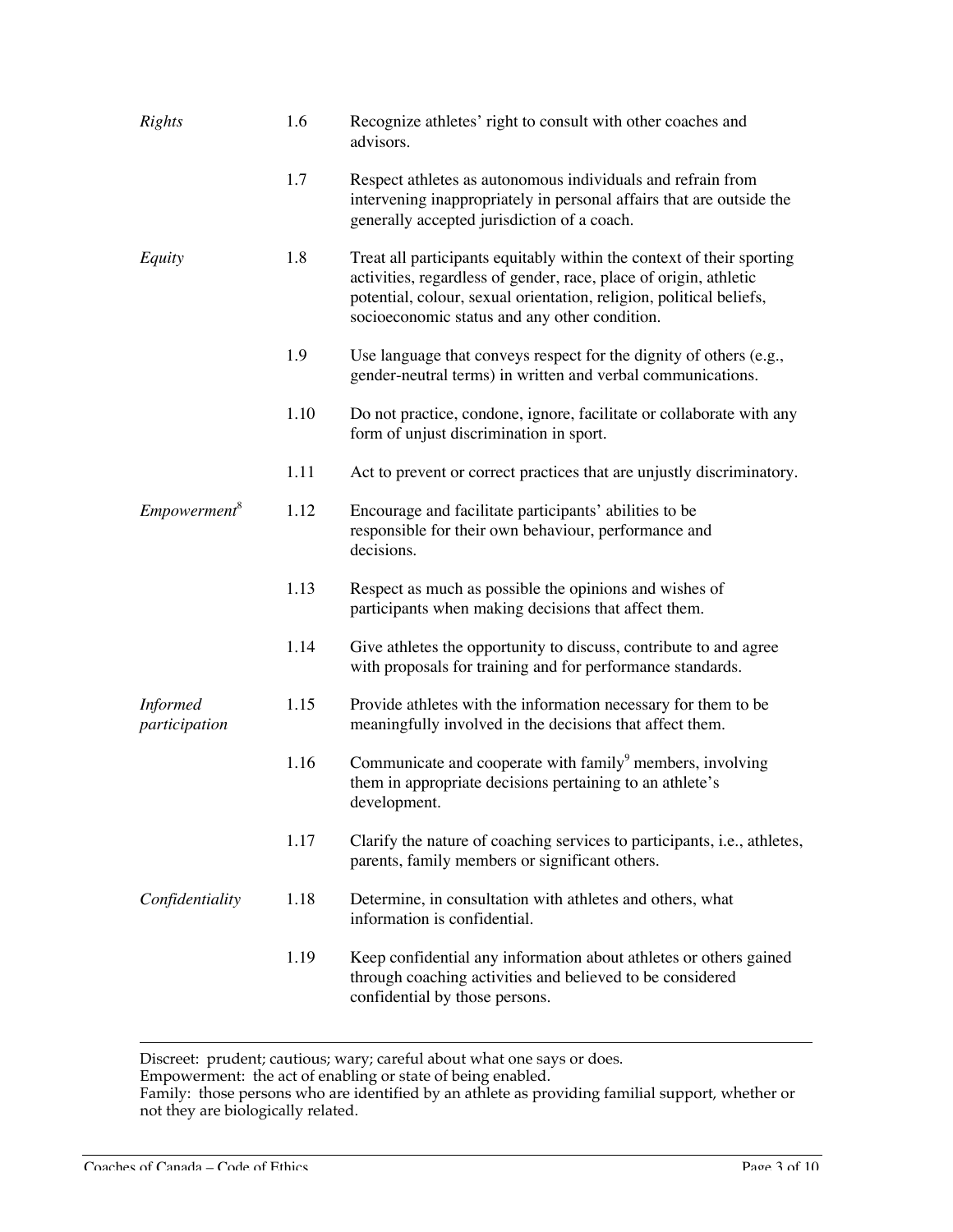| | | |
|---|---|---|
| *Rights* | 1.6 | Recognize athletes' right to consult with other coaches and advisors. |
| | 1.7 | Respect athletes as autonomous individuals and refrain from intervening inappropriately in personal affairs that are outside the generally accepted jurisdiction of a coach. |
| *Equity* | 1.8 | Treat all participants equitably within the context of their sporting activities, regardless of gender, race, place of origin, athletic potential, colour, sexual orientation, religion, political beliefs, socioeconomic status and any other condition. |
| | 1.9 | Use language that conveys respect for the dignity of others (e.g., gender-neutral terms) in written and verbal communications. |
| | 1.10 | Do not practice, condone, ignore, facilitate or collaborate with any form of unjust discrimination in sport. |
| | 1.11 | Act to prevent or correct practices that are unjustly discriminatory. |
| *Empowerment*[8] | 1.12 | Encourage and facilitate participants' abilities to be responsible for their own behaviour, performance and decisions. |
| | 1.13 | Respect as much as possible the opinions and wishes of participants when making decisions that affect them. |
| | 1.14 | Give athletes the opportunity to discuss, contribute to and agree with proposals for training and for performance standards. |
| *Informed participation* | 1.15 | Provide athletes with the information necessary for them to be meaningfully involved in the decisions that affect them. |
| | 1.16 | Communicate and cooperate with family[9] members, involving them in appropriate decisions pertaining to an athlete's development. |
| | 1.17 | Clarify the nature of coaching services to participants, i.e., athletes, parents, family members or significant others. |
| *Confidentiality* | 1.18 | Determine, in consultation with athletes and others, what information is confidential. |
| | 1.19 | Keep confidential any information about athletes or others gained through coaching activities and believed to be considered confidential by those persons. |

---

Discreet: prudent; cautious; wary; careful about what one says or does.
Empowerment: the act of enabling or state of being enabled.
Family: those persons who are identified by an athlete as providing familial support, whether or not they are biologically related.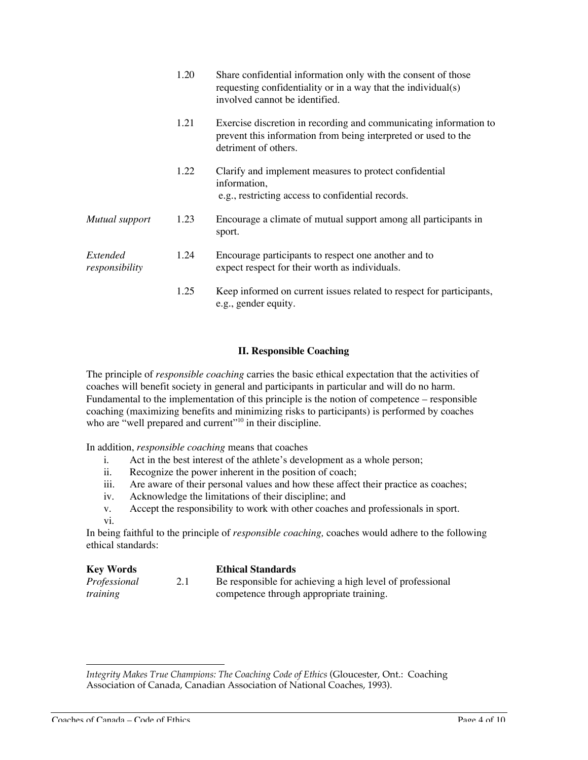| Key Words | | Ethical Standards |
|---|---|---|
| | 1.20 | Share confidential information only with the consent of those requesting confidentiality or in a way that the individual(s) involved cannot be identified. |
| | 1.21 | Exercise discretion in recording and communicating information to prevent this information from being interpreted or used to the detriment of others. |
| | 1.22 | Clarify and implement measures to protect confidential information, e.g., restricting access to confidential records. |
| *Mutual support* | 1.23 | Encourage a climate of mutual support among all participants in sport. |
| *Extended responsibility* | 1.24 | Encourage participants to respect one another and to expect respect for their worth as individuals. |
| | 1.25 | Keep informed on current issues related to respect for participants, e.g., gender equity. |

## II. Responsible Coaching

The principle of *responsible coaching* carries the basic ethical expectation that the activities of coaches will benefit society in general and participants in particular and will do no harm. Fundamental to the implementation of this principle is the notion of competence – responsible coaching (maximizing benefits and minimizing risks to participants) is performed by coaches who are "well prepared and current"[10] in their discipline.

In addition, *responsible coaching* means that coaches

i. Act in the best interest of the athlete's development as a whole person;
ii. Recognize the power inherent in the position of coach;
iii. Are aware of their personal values and how these affect their practice as coaches;
iv. Acknowledge the limitations of their discipline; and
v. Accept the responsibility to work with other coaches and professionals in sport.
vi.

In being faithful to the principle of *responsible coaching,* coaches would adhere to the following ethical standards:

| **Key Words** | | **Ethical Standards** |
|---|---|---|
| *Professional training* | 2.1 | Be responsible for achieving a high level of professional competence through appropriate training. |

---

*Integrity Makes True Champions: The Coaching Code of Ethics* (Gloucester, Ont.: Coaching Association of Canada, Canadian Association of National Coaches, 1993).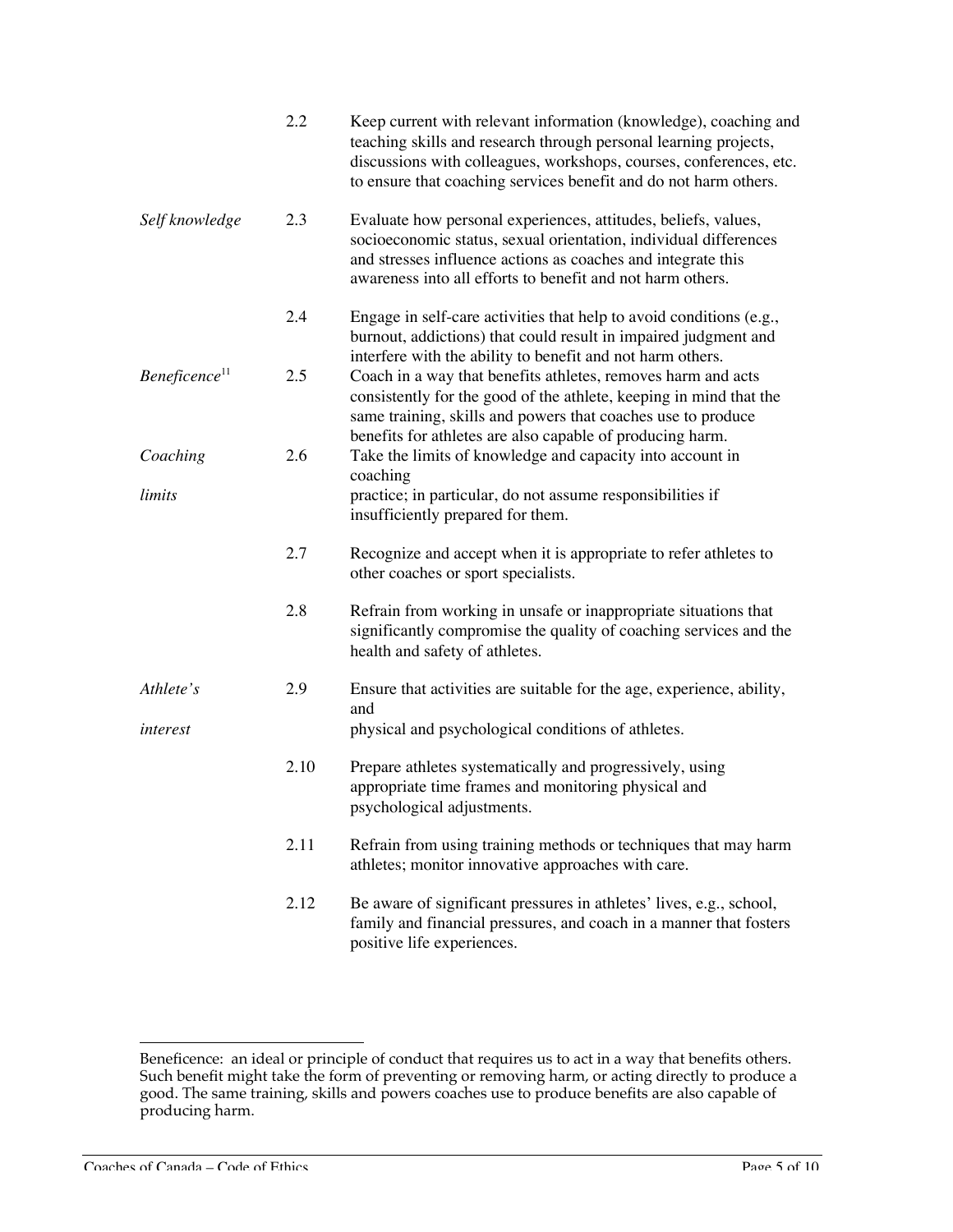| | | |
|---|---|---|
| | 2.2 | Keep current with relevant information (knowledge), coaching and teaching skills and research through personal learning projects, discussions with colleagues, workshops, courses, conferences, etc. to ensure that coaching services benefit and do not harm others. |
| *Self knowledge* | 2.3 | Evaluate how personal experiences, attitudes, beliefs, values, socioeconomic status, sexual orientation, individual differences and stresses influence actions as coaches and integrate this awareness into all efforts to benefit and not harm others. |
| | 2.4 | Engage in self-care activities that help to avoid conditions (e.g., burnout, addictions) that could result in impaired judgment and interfere with the ability to benefit and not harm others. |
| *Beneficence*[11] | 2.5 | Coach in a way that benefits athletes, removes harm and acts consistently for the good of the athlete, keeping in mind that the same training, skills and powers that coaches use to produce benefits for athletes are also capable of producing harm. |
| *Coaching limits* | 2.6 | Take the limits of knowledge and capacity into account in coaching practice; in particular, do not assume responsibilities if insufficiently prepared for them. |
| | 2.7 | Recognize and accept when it is appropriate to refer athletes to other coaches or sport specialists. |
| | 2.8 | Refrain from working in unsafe or inappropriate situations that significantly compromise the quality of coaching services and the health and safety of athletes. |
| *Athlete's interest* | 2.9 | Ensure that activities are suitable for the age, experience, ability, and physical and psychological conditions of athletes. |
| | 2.10 | Prepare athletes systematically and progressively, using appropriate time frames and monitoring physical and psychological adjustments. |
| | 2.11 | Refrain from using training methods or techniques that may harm athletes; monitor innovative approaches with care. |
| | 2.12 | Be aware of significant pressures in athletes' lives, e.g., school, family and financial pressures, and coach in a manner that fosters positive life experiences. |

---

Beneficence: an ideal or principle of conduct that requires us to act in a way that benefits others. Such benefit might take the form of preventing or removing harm, or acting directly to produce a good. The same training, skills and powers coaches use to produce benefits are also capable of producing harm.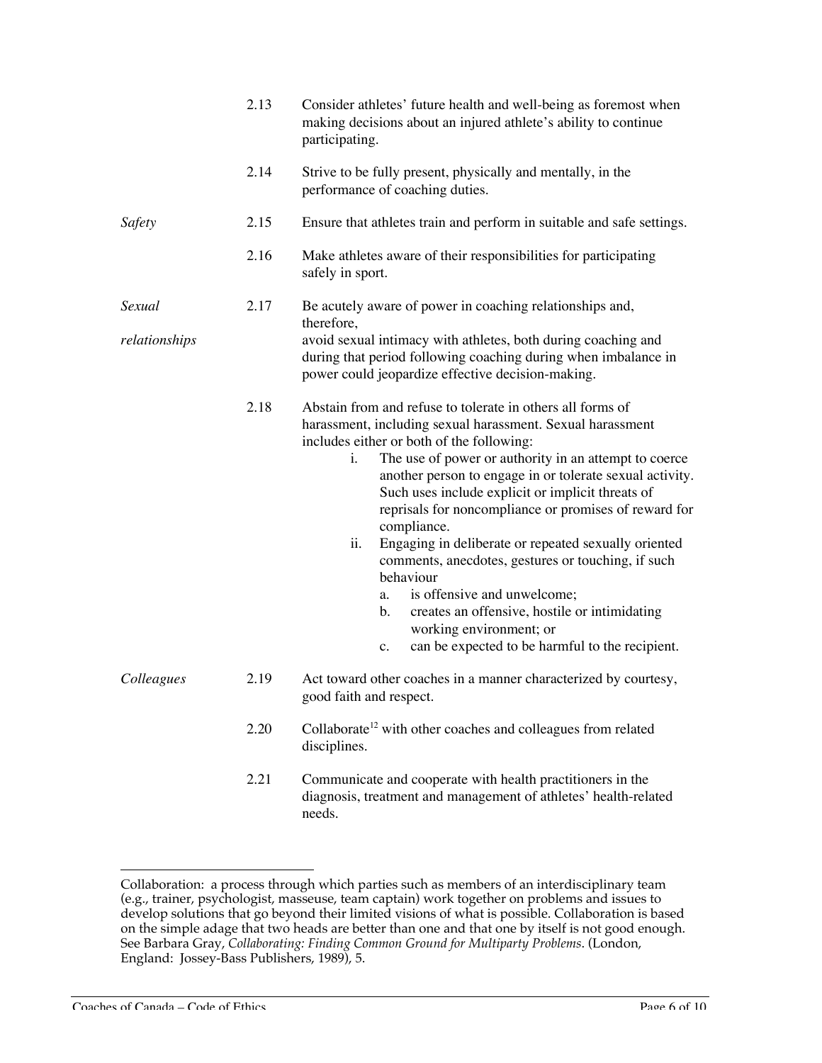| | | |
|---|---|---|
| | 2.13 | Consider athletes' future health and well-being as foremost when making decisions about an injured athlete's ability to continue participating. |
| | 2.14 | Strive to be fully present, physically and mentally, in the performance of coaching duties. |
| *Safety* | 2.15 | Ensure that athletes train and perform in suitable and safe settings. |
| | 2.16 | Make athletes aware of their responsibilities for participating safely in sport. |
| *Sexual relationships* | 2.17 | Be acutely aware of power in coaching relationships and, therefore, avoid sexual intimacy with athletes, both during coaching and during that period following coaching during when imbalance in power could jeopardize effective decision-making. |
| | 2.18 | Abstain from and refuse to tolerate in others all forms of harassment, including sexual harassment. Sexual harassment includes either or both of the following: |
| *Colleagues* | 2.19 | Act toward other coaches in a manner characterized by courtesy, good faith and respect. |
| | 2.20 | Collaborate[12] with other coaches and colleagues from related disciplines. |
| | 2.21 | Communicate and cooperate with health practitioners in the diagnosis, treatment and management of athletes' health-related needs. |

Under 2.18:

i. The use of power or authority in an attempt to coerce another person to engage in or tolerate sexual activity. Such uses include explicit or implicit threats of reprisals for noncompliance or promises of reward for compliance.

ii. Engaging in deliberate or repeated sexually oriented comments, anecdotes, gestures or touching, if such behaviour
   a. is offensive and unwelcome;
   b. creates an offensive, hostile or intimidating working environment; or
   c. can be expected to be harmful to the recipient.

---

[12] Collaboration: a process through which parties such as members of an interdisciplinary team (e.g., trainer, psychologist, masseuse, team captain) work together on problems and issues to develop solutions that go beyond their limited visions of what is possible. Collaboration is based on the simple adage that two heads are better than one and that one by itself is not good enough. See Barbara Gray, *Collaborating: Finding Common Ground for Multiparty Problems*. (London, England: Jossey-Bass Publishers, 1989), 5.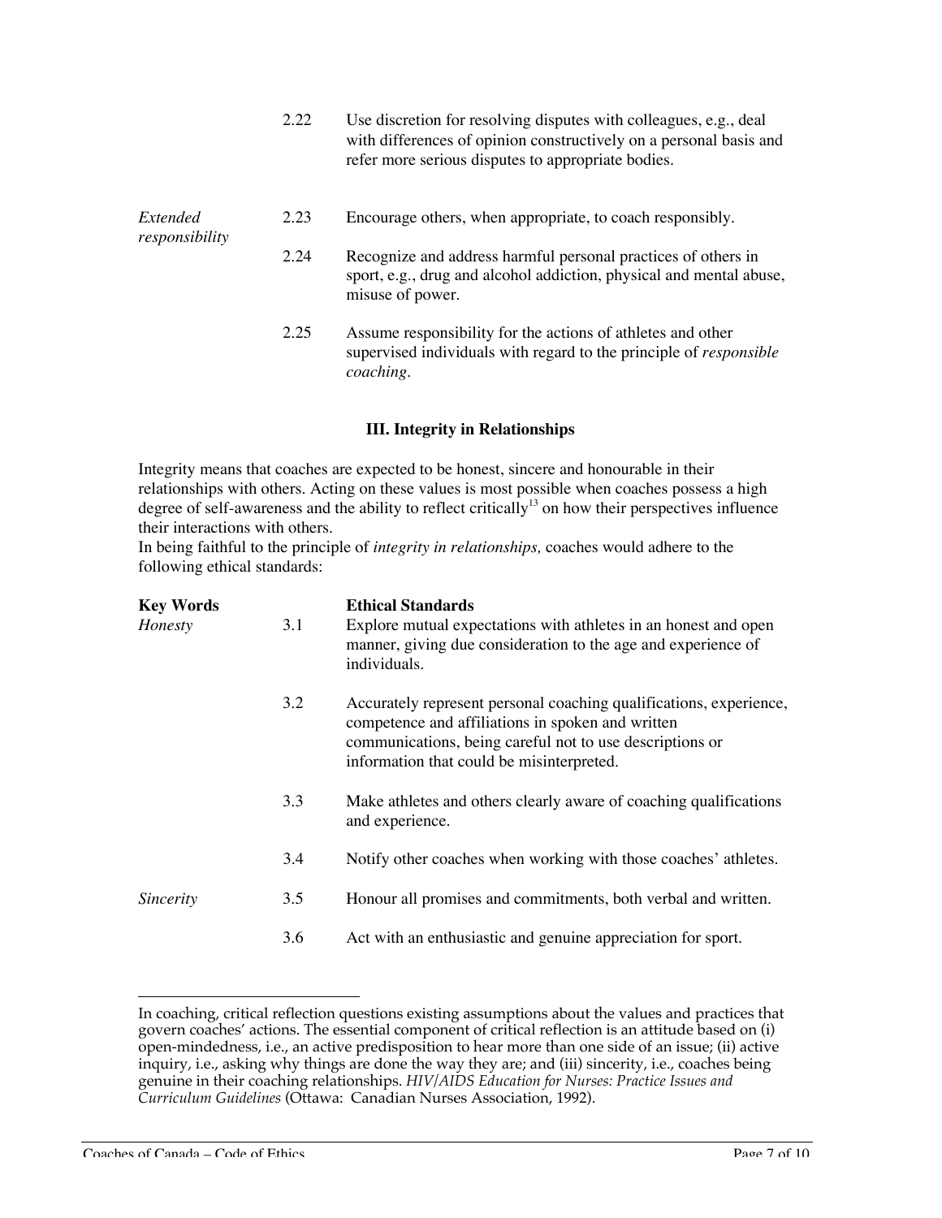| Key Words | | Ethical Standards |
|---|---|---|
| | 2.22 | Use discretion for resolving disputes with colleagues, e.g., deal with differences of opinion constructively on a personal basis and refer more serious disputes to appropriate bodies. |
| *Extended responsibility* | 2.23 | Encourage others, when appropriate, to coach responsibly. |
| | 2.24 | Recognize and address harmful personal practices of others in sport, e.g., drug and alcohol addiction, physical and mental abuse, misuse of power. |
| | 2.25 | Assume responsibility for the actions of athletes and other supervised individuals with regard to the principle of *responsible coaching*. |

### III. Integrity in Relationships

Integrity means that coaches are expected to be honest, sincere and honourable in their relationships with others. Acting on these values is most possible when coaches possess a high degree of self-awareness and the ability to reflect critically[13] on how their perspectives influence their interactions with others.

In being faithful to the principle of *integrity in relationships,* coaches would adhere to the following ethical standards:

| **Key Words** | | **Ethical Standards** |
|---|---|---|
| *Honesty* | 3.1 | Explore mutual expectations with athletes in an honest and open manner, giving due consideration to the age and experience of individuals. |
| | 3.2 | Accurately represent personal coaching qualifications, experience, competence and affiliations in spoken and written communications, being careful not to use descriptions or information that could be misinterpreted. |
| | 3.3 | Make athletes and others clearly aware of coaching qualifications and experience. |
| | 3.4 | Notify other coaches when working with those coaches' athletes. |
| *Sincerity* | 3.5 | Honour all promises and commitments, both verbal and written. |
| | 3.6 | Act with an enthusiastic and genuine appreciation for sport. |

---

In coaching, critical reflection questions existing assumptions about the values and practices that govern coaches' actions. The essential component of critical reflection is an attitude based on (i) open-mindedness, i.e., an active predisposition to hear more than one side of an issue; (ii) active inquiry, i.e., asking why things are done the way they are; and (iii) sincerity, i.e., coaches being genuine in their coaching relationships. *HIV/AIDS Education for Nurses: Practice Issues and Curriculum Guidelines* (Ottawa: Canadian Nurses Association, 1992).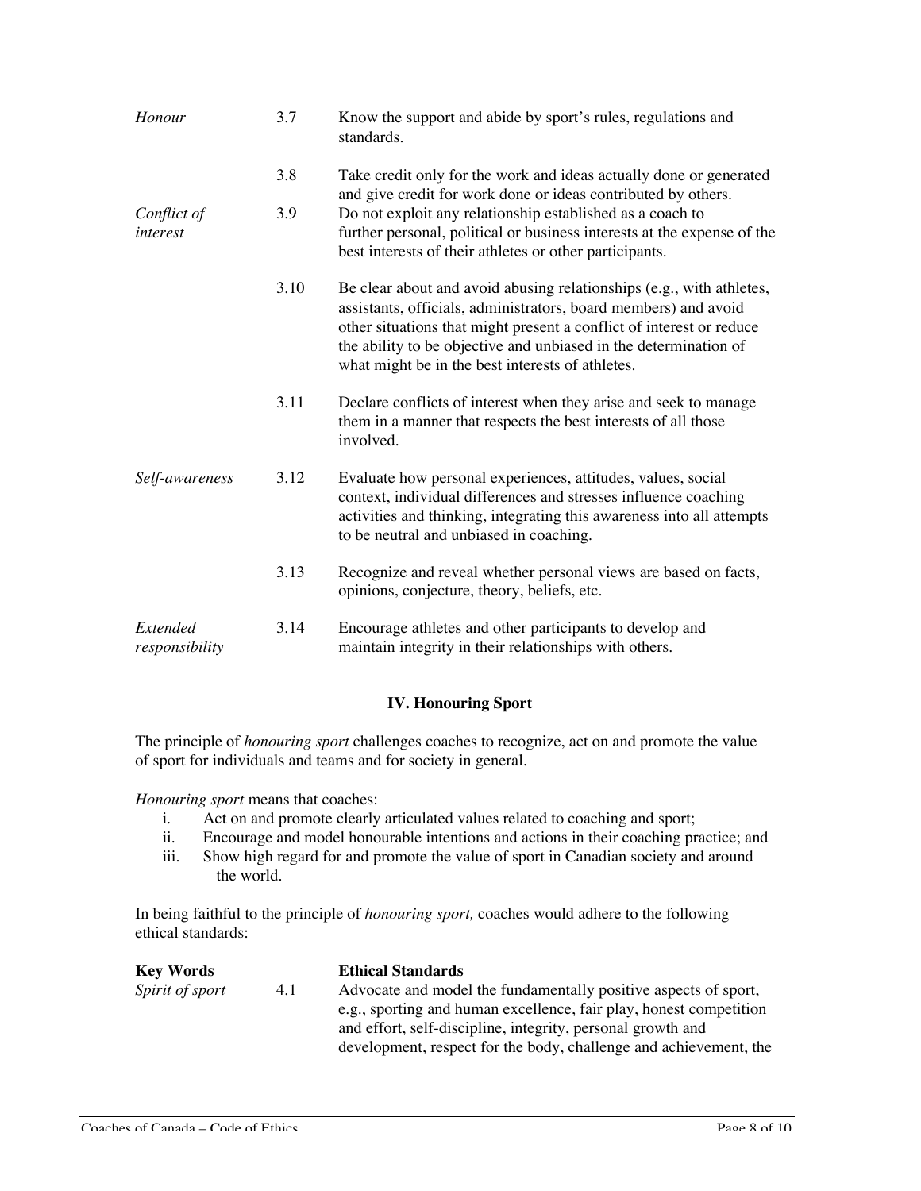| | | |
|---|---|---|
| *Honour* | 3.7 | Know the support and abide by sport's rules, regulations and standards. |
| | 3.8 | Take credit only for the work and ideas actually done or generated and give credit for work done or ideas contributed by others. |
| *Conflict of interest* | 3.9 | Do not exploit any relationship established as a coach to further personal, political or business interests at the expense of the best interests of their athletes or other participants. |
| | 3.10 | Be clear about and avoid abusing relationships (e.g., with athletes, assistants, officials, administrators, board members) and avoid other situations that might present a conflict of interest or reduce the ability to be objective and unbiased in the determination of what might be in the best interests of athletes. |
| | 3.11 | Declare conflicts of interest when they arise and seek to manage them in a manner that respects the best interests of all those involved. |
| *Self-awareness* | 3.12 | Evaluate how personal experiences, attitudes, values, social context, individual differences and stresses influence coaching activities and thinking, integrating this awareness into all attempts to be neutral and unbiased in coaching. |
| | 3.13 | Recognize and reveal whether personal views are based on facts, opinions, conjecture, theory, beliefs, etc. |
| *Extended responsibility* | 3.14 | Encourage athletes and other participants to develop and maintain integrity in their relationships with others. |

## IV. Honouring Sport

The principle of *honouring sport* challenges coaches to recognize, act on and promote the value of sport for individuals and teams and for society in general.

*Honouring sport* means that coaches:

i. Act on and promote clearly articulated values related to coaching and sport;
ii. Encourage and model honourable intentions and actions in their coaching practice; and
iii. Show high regard for and promote the value of sport in Canadian society and around the world.

In being faithful to the principle of *honouring sport,* coaches would adhere to the following ethical standards:

| **Key Words** | | **Ethical Standards** |
|---|---|---|
| *Spirit of sport* | 4.1 | Advocate and model the fundamentally positive aspects of sport, e.g., sporting and human excellence, fair play, honest competition and effort, self-discipline, integrity, personal growth and development, respect for the body, challenge and achievement, the |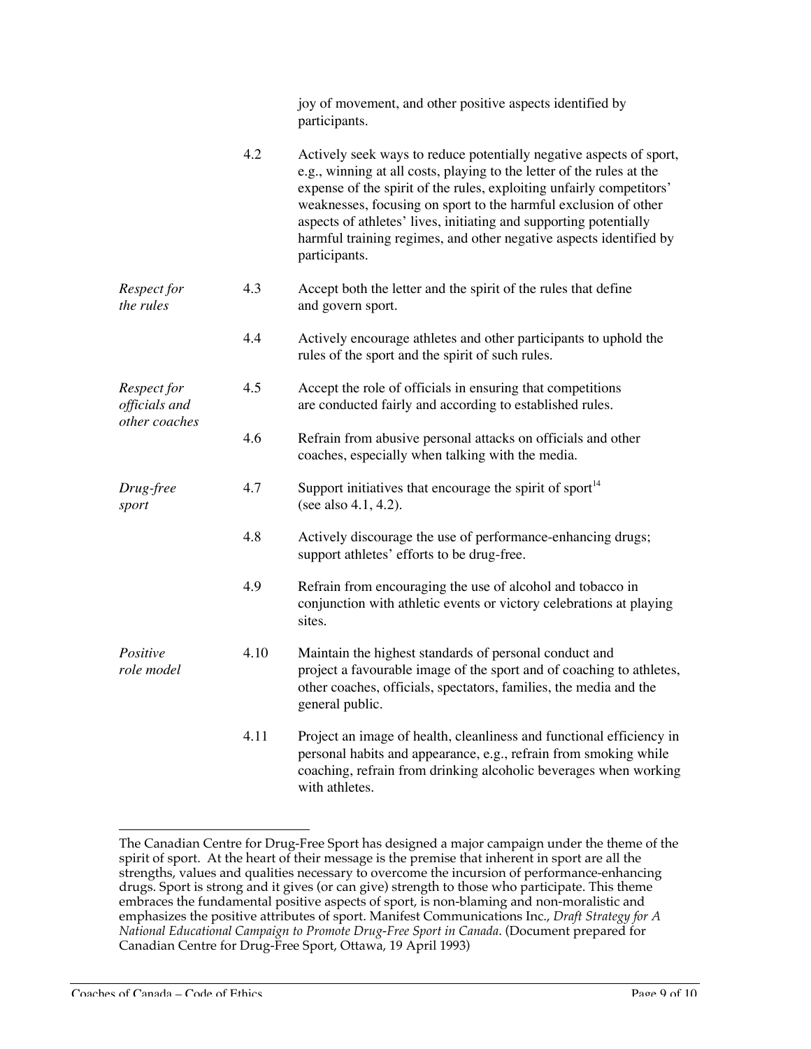joy of movement, and other positive aspects identified by participants.

| | | |
|---|---|---|
| | 4.2 | Actively seek ways to reduce potentially negative aspects of sport, e.g., winning at all costs, playing to the letter of the rules at the expense of the spirit of the rules, exploiting unfairly competitors' weaknesses, focusing on sport to the harmful exclusion of other aspects of athletes' lives, initiating and supporting potentially harmful training regimes, and other negative aspects identified by participants. |
| *Respect for the rules* | 4.3 | Accept both the letter and the spirit of the rules that define and govern sport. |
| | 4.4 | Actively encourage athletes and other participants to uphold the rules of the sport and the spirit of such rules. |
| *Respect for officials and other coaches* | 4.5 | Accept the role of officials in ensuring that competitions are conducted fairly and according to established rules. |
| | 4.6 | Refrain from abusive personal attacks on officials and other coaches, especially when talking with the media. |
| *Drug-free sport* | 4.7 | Support initiatives that encourage the spirit of sport[14] (see also 4.1, 4.2). |
| | 4.8 | Actively discourage the use of performance-enhancing drugs; support athletes' efforts to be drug-free. |
| | 4.9 | Refrain from encouraging the use of alcohol and tobacco in conjunction with athletic events or victory celebrations at playing sites. |
| *Positive role model* | 4.10 | Maintain the highest standards of personal conduct and project a favourable image of the sport and of coaching to athletes, other coaches, officials, spectators, families, the media and the general public. |
| | 4.11 | Project an image of health, cleanliness and functional efficiency in personal habits and appearance, e.g., refrain from smoking while coaching, refrain from drinking alcoholic beverages when working with athletes. |

---

The Canadian Centre for Drug-Free Sport has designed a major campaign under the theme of the spirit of sport. At the heart of their message is the premise that inherent in sport are all the strengths, values and qualities necessary to overcome the incursion of performance-enhancing drugs. Sport is strong and it gives (or can give) strength to those who participate. This theme embraces the fundamental positive aspects of sport, is non-blaming and non-moralistic and emphasizes the positive attributes of sport. Manifest Communications Inc., *Draft Strategy for A National Educational Campaign to Promote Drug-Free Sport in Canada*. (Document prepared for Canadian Centre for Drug-Free Sport, Ottawa, 19 April 1993)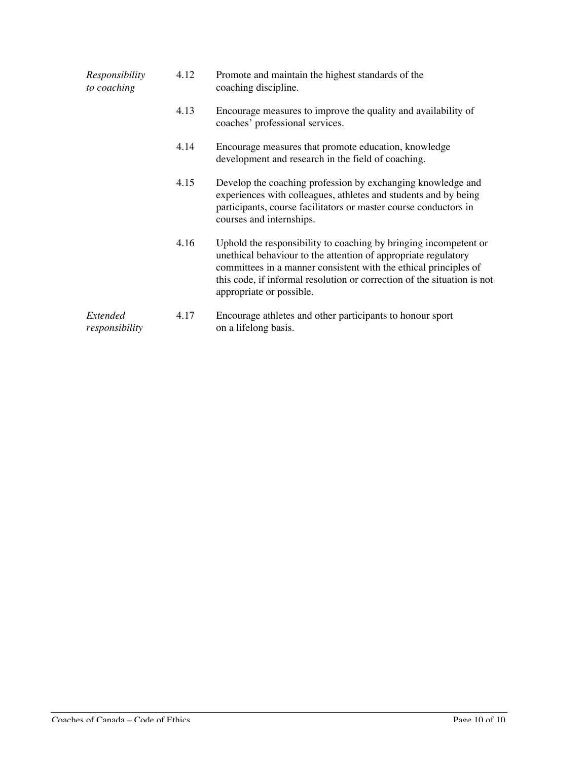| | | |
|---|---|---|
| *Responsibility to coaching* | 4.12 | Promote and maintain the highest standards of the coaching discipline. |
| | 4.13 | Encourage measures to improve the quality and availability of coaches' professional services. |
| | 4.14 | Encourage measures that promote education, knowledge development and research in the field of coaching. |
| | 4.15 | Develop the coaching profession by exchanging knowledge and experiences with colleagues, athletes and students and by being participants, course facilitators or master course conductors in courses and internships. |
| | 4.16 | Uphold the responsibility to coaching by bringing incompetent or unethical behaviour to the attention of appropriate regulatory committees in a manner consistent with the ethical principles of this code, if informal resolution or correction of the situation is not appropriate or possible. |
| *Extended responsibility* | 4.17 | Encourage athletes and other participants to honour sport on a lifelong basis. |